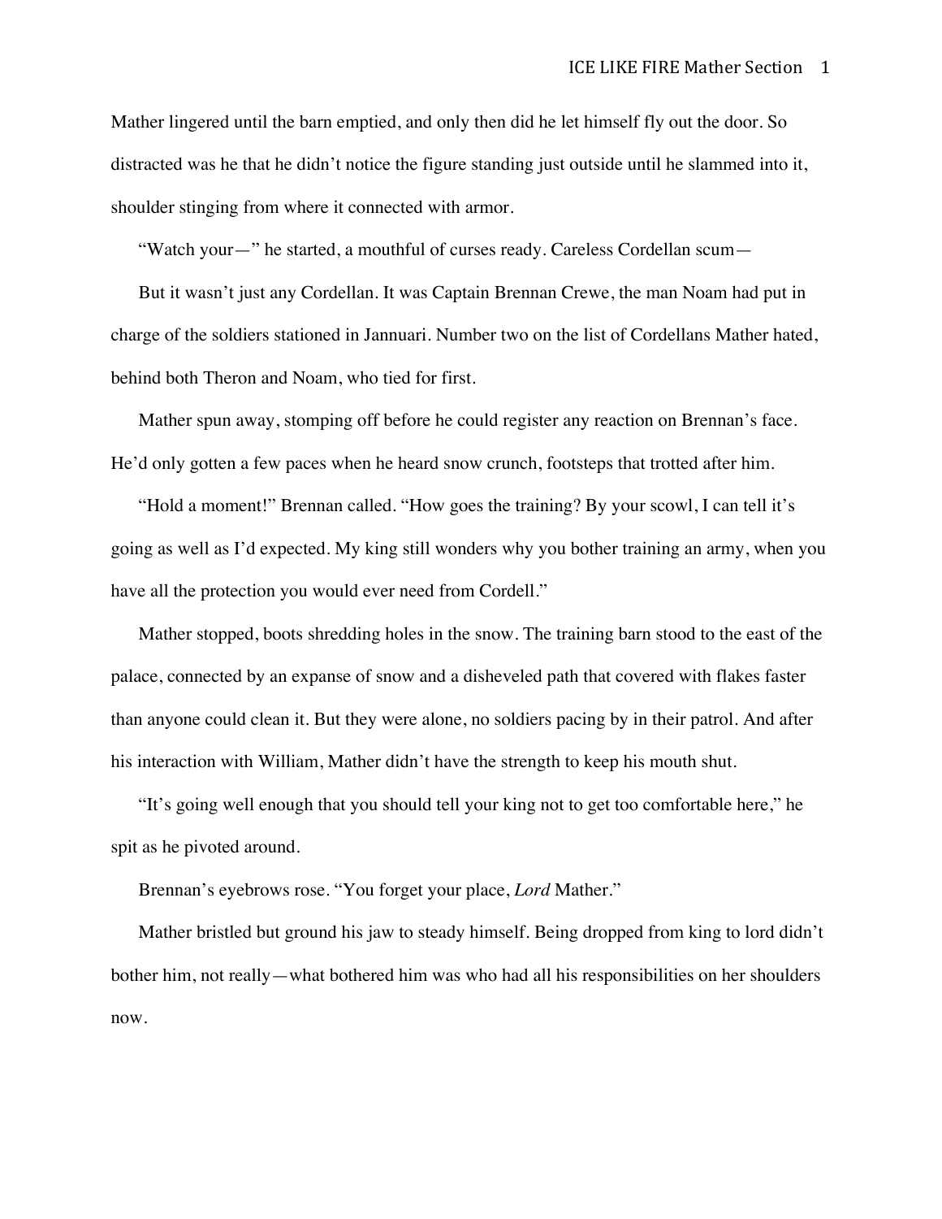Mather lingered until the barn emptied, and only then did he let himself fly out the door. So distracted was he that he didn't notice the figure standing just outside until he slammed into it, shoulder stinging from where it connected with armor.

"Watch your—" he started, a mouthful of curses ready. Careless Cordellan scum—

But it wasn't just any Cordellan. It was Captain Brennan Crewe, the man Noam had put in charge of the soldiers stationed in Jannuari. Number two on the list of Cordellans Mather hated, behind both Theron and Noam, who tied for first.

Mather spun away, stomping off before he could register any reaction on Brennan's face. He'd only gotten a few paces when he heard snow crunch, footsteps that trotted after him.

"Hold a moment!" Brennan called. "How goes the training? By your scowl, I can tell it's going as well as I'd expected. My king still wonders why you bother training an army, when you have all the protection you would ever need from Cordell."

Mather stopped, boots shredding holes in the snow. The training barn stood to the east of the palace, connected by an expanse of snow and a disheveled path that covered with flakes faster than anyone could clean it. But they were alone, no soldiers pacing by in their patrol. And after his interaction with William, Mather didn't have the strength to keep his mouth shut.

"It's going well enough that you should tell your king not to get too comfortable here," he spit as he pivoted around.

Brennan's eyebrows rose. "You forget your place, *Lord* Mather."

Mather bristled but ground his jaw to steady himself. Being dropped from king to lord didn't bother him, not really—what bothered him was who had all his responsibilities on her shoulders now.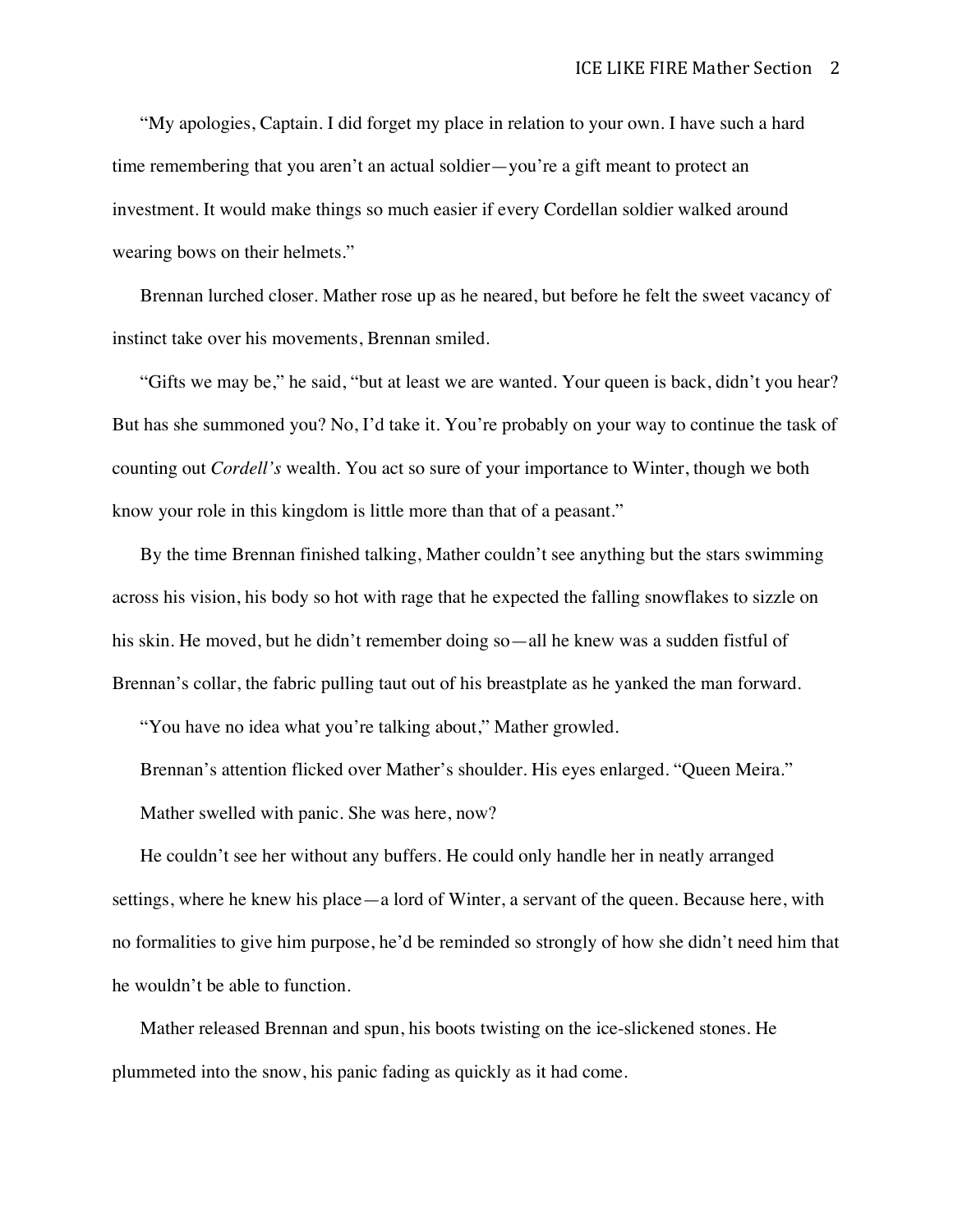"My apologies, Captain. I did forget my place in relation to your own. I have such a hard time remembering that you aren't an actual soldier—you're a gift meant to protect an investment. It would make things so much easier if every Cordellan soldier walked around wearing bows on their helmets."

Brennan lurched closer. Mather rose up as he neared, but before he felt the sweet vacancy of instinct take over his movements, Brennan smiled.

"Gifts we may be," he said, "but at least we are wanted. Your queen is back, didn't you hear? But has she summoned you? No, I'd take it. You're probably on your way to continue the task of counting out *Cordell's* wealth. You act so sure of your importance to Winter, though we both know your role in this kingdom is little more than that of a peasant."

By the time Brennan finished talking, Mather couldn't see anything but the stars swimming across his vision, his body so hot with rage that he expected the falling snowflakes to sizzle on his skin. He moved, but he didn't remember doing so—all he knew was a sudden fistful of Brennan's collar, the fabric pulling taut out of his breastplate as he yanked the man forward.

"You have no idea what you're talking about," Mather growled.

Brennan's attention flicked over Mather's shoulder. His eyes enlarged. "Queen Meira."

Mather swelled with panic. She was here, now?

He couldn't see her without any buffers. He could only handle her in neatly arranged settings, where he knew his place—a lord of Winter, a servant of the queen. Because here, with no formalities to give him purpose, he'd be reminded so strongly of how she didn't need him that he wouldn't be able to function.

Mather released Brennan and spun, his boots twisting on the ice-slickened stones. He plummeted into the snow, his panic fading as quickly as it had come.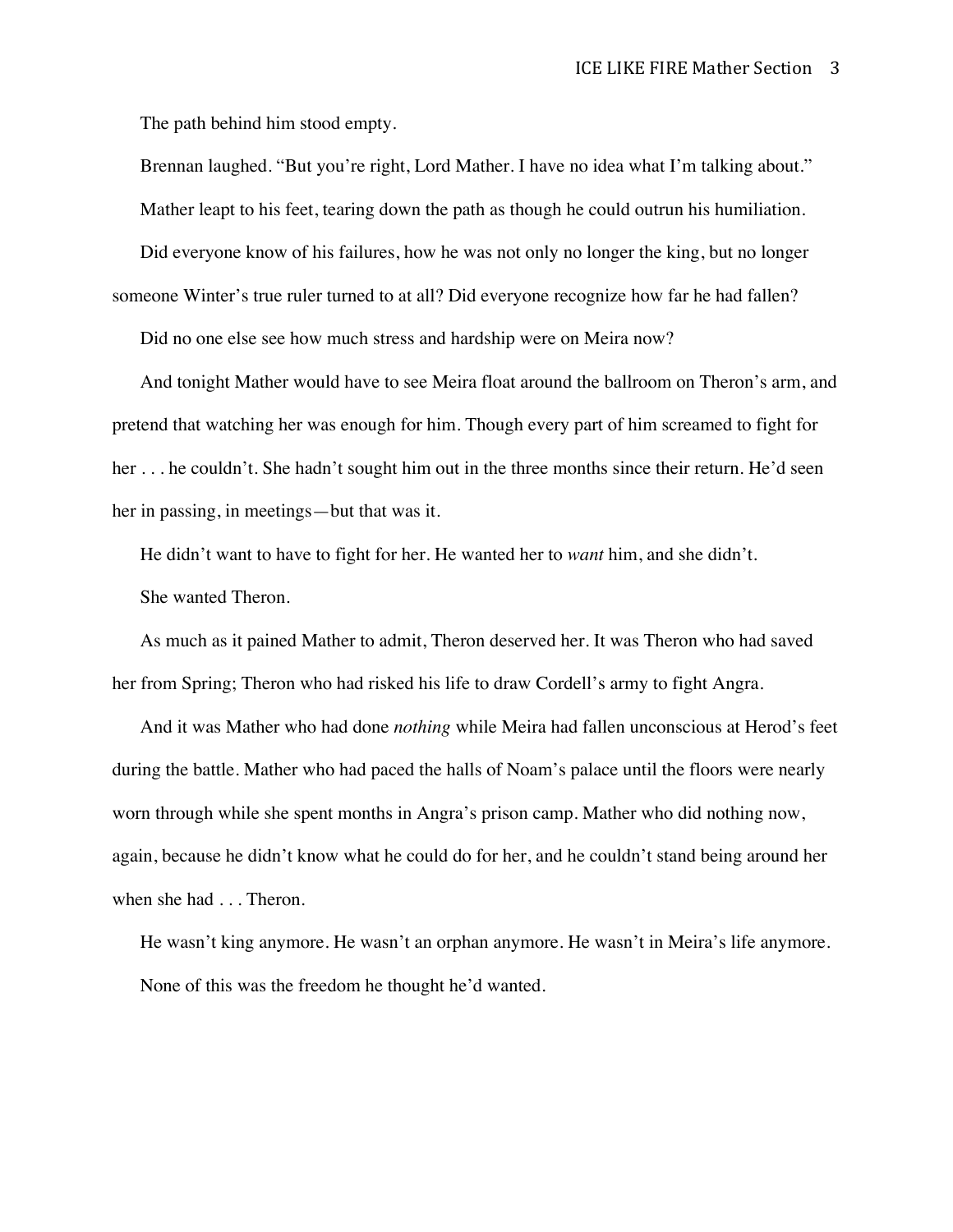The path behind him stood empty.

Brennan laughed. “But you’re right, Lord Mather. I have no idea what I’m talking about.”

Mather leapt to his feet, tearing down the path as though he could outrun his humiliation.

Did everyone know of his failures, how he was not only no longer the king, but no longer someone Winter’s true ruler turned to at all? Did everyone recognize how far he had fallen?

Did no one else see how much stress and hardship were on Meira now?

And tonight Mather would have to see Meira float around the ballroom on Theron’s arm, and pretend that watching her was enough for him. Though every part of him screamed to fight for her . . . he couldn’t. She hadn’t sought him out in the three months since their return. He’d seen her in passing, in meetings—but that was it.

He didn’t want to have to fight for her. He wanted her to *want* him, and she didn’t.

She wanted Theron.

As much as it pained Mather to admit, Theron deserved her. It was Theron who had saved her from Spring; Theron who had risked his life to draw Cordell’s army to fight Angra.

And it was Mather who had done *nothing* while Meira had fallen unconscious at Herod’s feet during the battle. Mather who had paced the halls of Noam’s palace until the floors were nearly worn through while she spent months in Angra’s prison camp. Mather who did nothing now, again, because he didn’t know what he could do for her, and he couldn’t stand being around her when she had . . . Theron.

He wasn’t king anymore. He wasn’t an orphan anymore. He wasn’t in Meira’s life anymore.

None of this was the freedom he thought he’d wanted.